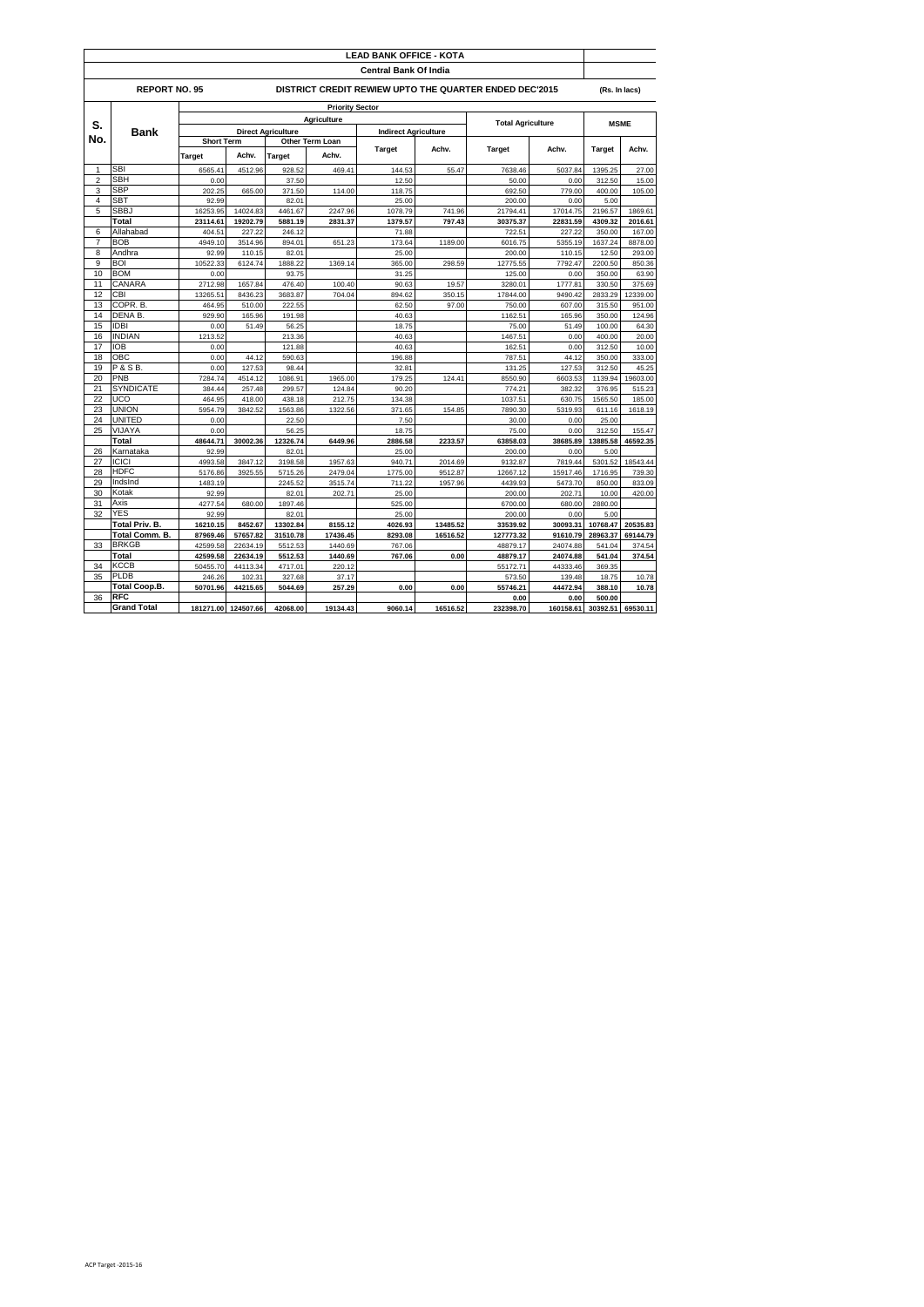# LEAD BANK OFFICE - KOTA

## Central Bank Of India

**REPORT NO. 95** — **DISTRICT CREDIT REWIEW UPTO THE QUARTER ENDED DEC'2015** — **(Rs. In lacs)**

| S. No. | Bank | Priority Sector | | | | | | | | | |
|---|---|---|---|---|---|---|---|---|---|---|---|
| | | Agriculture | | | | | | Total Agriculture | | MSME | |
| | | Direct Agriculture | | | | Indirect Agriculture | | | | | |
| | | Short Term | | Other Term Loan | | | | | | | |
| | | Target | Achv. | Target | Achv. | Target | Achv. | Target | Achv. | Target | Achv. |
| 1 | SBI | 6565.41 | 4512.96 | 928.52 | 469.41 | 144.53 | 55.47 | 7638.46 | 5037.84 | 1395.25 | 27.00 |
| 2 | SBH | 0.00 | | 37.50 | | 12.50 | | 50.00 | 0.00 | 312.50 | 15.00 |
| 3 | SBP | 202.25 | 665.00 | 371.50 | 114.00 | 118.75 | | 692.50 | 779.00 | 400.00 | 105.00 |
| 4 | SBT | 92.99 | | 82.01 | | 25.00 | | 200.00 | 0.00 | 5.00 | |
| 5 | SBBJ | 16253.95 | 14024.83 | 4461.67 | 2247.96 | 1078.79 | 741.96 | 21794.41 | 17014.75 | 2196.57 | 1869.61 |
| | **Total** | **23114.61** | **19202.79** | **5881.19** | **2831.37** | **1379.57** | **797.43** | **30375.37** | **22831.59** | **4309.32** | **2016.61** |
| 6 | Allahabad | 404.51 | 227.22 | 246.12 | | 71.88 | | 722.51 | 227.22 | 350.00 | 167.00 |
| 7 | BOB | 4949.10 | 3514.96 | 894.01 | 651.23 | 173.64 | 1189.00 | 6016.75 | 5355.19 | 1637.24 | 8878.00 |
| 8 | Andhra | 92.99 | 110.15 | 82.01 | | 25.00 | | 200.00 | 110.15 | 12.50 | 293.00 |
| 9 | BOI | 10522.33 | 6124.74 | 1888.22 | 1369.14 | 365.00 | 298.59 | 12775.55 | 7792.47 | 2200.50 | 850.36 |
| 10 | BOM | 0.00 | | 93.75 | | 31.25 | | 125.00 | 0.00 | 350.00 | 63.90 |
| 11 | CANARA | 2712.98 | 1657.84 | 476.40 | 100.40 | 90.63 | 19.57 | 3280.01 | 1777.81 | 330.50 | 375.69 |
| 12 | CBI | 13265.51 | 8436.23 | 3683.87 | 704.04 | 894.62 | 350.15 | 17844.00 | 9490.42 | 2833.29 | 12339.00 |
| 13 | COPR. B. | 464.95 | 510.00 | 222.55 | | 62.50 | 97.00 | 750.00 | 607.00 | 315.50 | 951.00 |
| 14 | DENA B. | 929.90 | 165.96 | 191.98 | | 40.63 | | 1162.51 | 165.96 | 350.00 | 124.96 |
| 15 | IDBI | 0.00 | 51.49 | 56.25 | | 18.75 | | 75.00 | 51.49 | 100.00 | 64.30 |
| 16 | INDIAN | 1213.52 | | 213.36 | | 40.63 | | 1467.51 | 0.00 | 400.00 | 20.00 |
| 17 | IOB | 0.00 | | 121.88 | | 40.63 | | 162.51 | 0.00 | 312.50 | 10.00 |
| 18 | OBC | 0.00 | 44.12 | 590.63 | | 196.88 | | 787.51 | 44.12 | 350.00 | 333.00 |
| 19 | P & S B. | 0.00 | 127.53 | 98.44 | | 32.81 | | 131.25 | 127.53 | 312.50 | 45.25 |
| 20 | PNB | 7284.74 | 4514.12 | 1086.91 | 1965.00 | 179.25 | 124.41 | 8550.90 | 6603.53 | 1139.94 | 19603.00 |
| 21 | SYNDICATE | 384.44 | 257.48 | 299.57 | 124.84 | 90.20 | | 774.21 | 382.32 | 376.95 | 515.23 |
| 22 | UCO | 464.95 | 418.00 | 438.18 | 212.75 | 134.38 | | 1037.51 | 630.75 | 1565.50 | 185.00 |
| 23 | UNION | 5954.79 | 3842.52 | 1563.86 | 1322.56 | 371.65 | 154.85 | 7890.30 | 5319.93 | 611.16 | 1618.19 |
| 24 | UNITED | 0.00 | | 22.50 | | 7.50 | | 30.00 | 0.00 | 25.00 | |
| 25 | VIJAYA | 0.00 | | 56.25 | | 18.75 | | 75.00 | 0.00 | 312.50 | 155.47 |
| | **Total** | **48644.71** | **30002.36** | **12326.74** | **6449.96** | **2886.58** | **2233.57** | **63858.03** | **38685.89** | **13885.58** | **46592.35** |
| 26 | Karnataka | 92.99 | | 82.01 | | 25.00 | | 200.00 | 0.00 | 5.00 | |
| 27 | ICICI | 4993.58 | 3847.12 | 3198.58 | 1957.63 | 940.71 | 2014.69 | 9132.87 | 7819.44 | 5301.52 | 18543.44 |
| 28 | HDFC | 5176.86 | 3925.55 | 5715.26 | 2479.04 | 1775.00 | 9512.87 | 12667.12 | 15917.46 | 1716.95 | 739.30 |
| 29 | IndsInd | 1483.19 | | 2245.52 | 3515.74 | 711.22 | 1957.96 | 4439.93 | 5473.70 | 850.00 | 833.09 |
| 30 | Kotak | 92.99 | | 82.01 | 202.71 | 25.00 | | 200.00 | 202.71 | 10.00 | 420.00 |
| 31 | Axis | 4277.54 | 680.00 | 1897.46 | | 525.00 | | 6700.00 | 680.00 | 2880.00 | |
| 32 | YES | 92.99 | | 82.01 | | 25.00 | | 200.00 | 0.00 | 5.00 | |
| | **Total Priv. B.** | **16210.15** | **8452.67** | **13302.84** | **8155.12** | **4026.93** | **13485.52** | **33539.92** | **30093.31** | **10768.47** | **20535.83** |
| | **Total Comm. B.** | **87969.46** | **57657.82** | **31510.78** | **17436.45** | **8293.08** | **16516.52** | **127773.32** | **91610.79** | **28963.37** | **69144.79** |
| 33 | BRKGB | 42599.58 | 22634.19 | 5512.53 | 1440.69 | 767.06 | | 48879.17 | 24074.88 | 541.04 | 374.54 |
| | **Total** | **42599.58** | **22634.19** | **5512.53** | **1440.69** | **767.06** | **0.00** | **48879.17** | **24074.88** | **541.04** | **374.54** |
| 34 | KCCB | 50455.70 | 44113.34 | 4717.01 | 220.12 | | | 55172.71 | 44333.46 | 369.35 | |
| 35 | PLDB | 246.26 | 102.31 | 327.68 | 37.17 | | | 573.50 | 139.48 | 18.75 | 10.78 |
| | **Total Coop.B.** | **50701.96** | **44215.65** | **5044.69** | **257.29** | **0.00** | **0.00** | **55746.21** | **44472.94** | **388.10** | **10.78** |
| 36 | **RFC** | | | | | | | **0.00** | **0.00** | **500.00** | |
| | **Grand Total** | **181271.00** | **124507.66** | **42068.00** | **19134.43** | **9060.14** | **16516.52** | **232398.70** | **160158.61** | **30392.51** | **69530.11** |

ACP Target -2015-16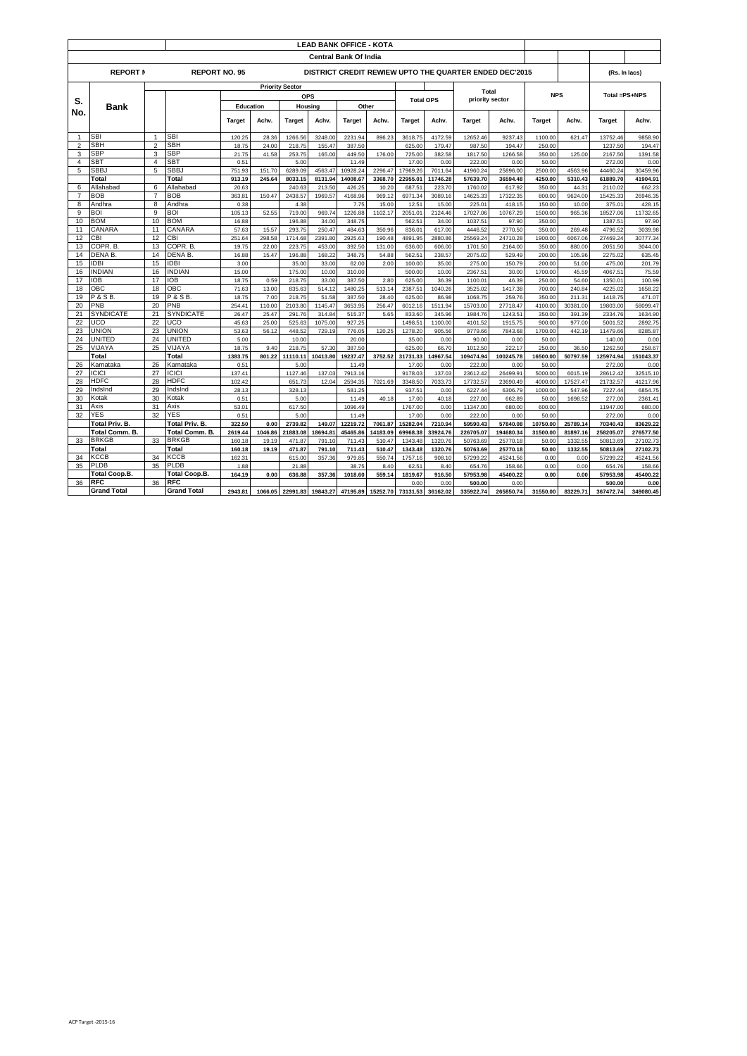# LEAD BANK OFFICE - KOTA

## Central Bank Of India

**REPORT N** &nbsp;&nbsp; **REPORT NO. 95** &nbsp;&nbsp; **DISTRICT CREDIT REWIEW UPTO THE QUARTER ENDED DEC'2015** &nbsp;&nbsp; **(Rs. In lacs)**

| S. No. | Bank | | | Priority Sector | | | | | | | | | | NPS | | Total =PS+NPS | |
|---|---|---|---|---|---|---|---|---|---|---|---|---|---|---|---|---|---|
| | | | | OPS | | | | | | Total OPS | | Total priority sector | | | | | |
| | | | | Education | | Housing | | Other | | | | | | | | | |
| | | | | Target | Achv. | Target | Achv. | Target | Achv. | Target | Achv. | Target | Achv. | Target | Achv. | Target | Achv. |
| 1 | SBI | 1 | SBI | 120.25 | 28.36 | 1266.56 | 3248.00 | 2231.94 | 896.23 | 3618.75 | 4172.59 | 12652.46 | 9237.43 | 1100.00 | 621.47 | 13752.46 | 9858.90 |
| 2 | SBH | 2 | SBH | 18.75 | 24.00 | 218.75 | 155.47 | 387.50 | | 625.00 | 179.47 | 987.50 | 194.47 | 250.00 | | 1237.50 | 194.47 |
| 3 | SBP | 3 | SBP | 21.75 | 41.58 | 253.75 | 165.00 | 449.50 | 176.00 | 725.00 | 382.58 | 1817.50 | 1266.58 | 350.00 | 125.00 | 2167.50 | 1391.58 |
| 4 | SBT | 4 | SBT | 0.51 | | 5.00 | | 11.49 | | 17.00 | 0.00 | 222.00 | 0.00 | 50.00 | | 272.00 | 0.00 |
| 5 | SBBJ | 5 | SBBJ | 751.93 | 151.70 | 6289.09 | 4563.47 | 10928.24 | 2296.47 | 17969.26 | 7011.64 | 41960.24 | 25896.00 | 2500.00 | 4563.96 | 44460.24 | 30459.96 |
| | **Total** | | **Total** | **913.19** | **245.64** | **8033.15** | **8131.94** | **14008.67** | **3368.70** | **22955.01** | **11746.28** | **57639.70** | **36594.48** | **4250.00** | **5310.43** | **61889.70** | **41904.91** |
| 6 | Allahabad | 6 | Allahabad | 20.63 | | 240.63 | 213.50 | 426.25 | 10.20 | 687.51 | 223.70 | 1760.02 | 617.92 | 350.00 | 44.31 | 2110.02 | 662.23 |
| 7 | BOB | 7 | BOB | 363.81 | 150.47 | 2438.57 | 1969.57 | 4168.96 | 969.12 | 6971.34 | 3089.16 | 14625.33 | 17322.35 | 800.00 | 9624.00 | 15425.33 | 26946.35 |
| 8 | Andhra | 8 | Andhra | 0.38 | | 4.38 | | 7.75 | 15.00 | 12.51 | 15.00 | 225.01 | 418.15 | 150.00 | 10.00 | 375.01 | 428.15 |
| 9 | BOI | 9 | BOI | 105.13 | 52.55 | 719.00 | 969.74 | 1226.88 | 1102.17 | 2051.01 | 2124.46 | 17027.06 | 10767.29 | 1500.00 | 965.36 | 18527.06 | 11732.65 |
| 10 | BOM | 10 | BOM | 16.88 | | 196.88 | 34.00 | 348.75 | | 562.51 | 34.00 | 1037.51 | 97.90 | 350.00 | | 1387.51 | 97.90 |
| 11 | CANARA | 11 | CANARA | 57.63 | 15.57 | 293.75 | 250.47 | 484.63 | 350.96 | 836.01 | 617.00 | 4446.52 | 2770.50 | 350.00 | 269.48 | 4796.52 | 3039.98 |
| 12 | CBI | 12 | CBI | 251.64 | 298.58 | 1714.68 | 2391.80 | 2925.63 | 190.48 | 4891.95 | 2880.86 | 25569.24 | 24710.28 | 1900.00 | 6067.06 | 27469.24 | 30777.34 |
| 13 | COPR. B. | 13 | COPR. B. | 19.75 | 22.00 | 223.75 | 453.00 | 392.50 | 131.00 | 636.00 | 606.00 | 1701.50 | 2164.00 | 350.00 | 880.00 | 2051.50 | 3044.00 |
| 14 | DENA B. | 14 | DENA B. | 16.88 | 15.47 | 196.88 | 168.22 | 348.75 | 54.88 | 562.51 | 238.57 | 2075.02 | 529.49 | 200.00 | 105.96 | 2275.02 | 635.45 |
| 15 | IDBI | 15 | IDBI | 3.00 | | 35.00 | 33.00 | 62.00 | 2.00 | 100.00 | 35.00 | 275.00 | 150.79 | 200.00 | 51.00 | 475.00 | 201.79 |
| 16 | INDIAN | 16 | INDIAN | 15.00 | | 175.00 | 10.00 | 310.00 | | 500.00 | 10.00 | 2367.51 | 30.00 | 1700.00 | 45.59 | 4067.51 | 75.59 |
| 17 | IOB | 17 | IOB | 18.75 | 0.59 | 218.75 | 33.00 | 387.50 | 2.80 | 625.00 | 36.39 | 1100.01 | 46.39 | 250.00 | 54.60 | 1350.01 | 100.99 |
| 18 | OBC | 18 | OBC | 71.63 | 13.00 | 835.63 | 514.12 | 1480.25 | 513.14 | 2387.51 | 1040.26 | 3525.02 | 1417.38 | 700.00 | 240.84 | 4225.02 | 1658.22 |
| 19 | P & S B. | 19 | P & S B. | 18.75 | 7.00 | 218.75 | 51.58 | 387.50 | 28.40 | 625.00 | 86.98 | 1068.75 | 259.76 | 350.00 | 211.31 | 1418.75 | 471.07 |
| 20 | PNB | 20 | PNB | 254.41 | 110.00 | 2103.80 | 1145.47 | 3653.95 | 256.47 | 6012.16 | 1511.94 | 15703.00 | 27718.47 | 4100.00 | 30381.00 | 19803.00 | 58099.47 |
| 21 | SYNDICATE | 21 | SYNDICATE | 26.47 | 25.47 | 291.76 | 314.84 | 515.37 | 5.65 | 833.60 | 345.96 | 1984.76 | 1243.51 | 350.00 | 391.39 | 2334.76 | 1634.90 |
| 22 | UCO | 22 | UCO | 45.63 | 25.00 | 525.63 | 1075.00 | 927.25 | | 1498.51 | 1100.00 | 4101.52 | 1915.75 | 900.00 | 977.00 | 5001.52 | 2892.75 |
| 23 | UNION | 23 | UNION | 53.63 | 56.12 | 448.52 | 729.19 | 776.05 | 120.25 | 1278.20 | 905.56 | 9779.66 | 7843.68 | 1700.00 | 442.19 | 11479.66 | 8285.87 |
| 24 | UNITED | 24 | UNITED | 5.00 | | 10.00 | | 20.00 | | 35.00 | 0.00 | 90.00 | 0.00 | 50.00 | | 140.00 | 0.00 |
| 25 | VIJAYA | 25 | VIJAYA | 18.75 | 9.40 | 218.75 | 57.30 | 387.50 | | 625.00 | 66.70 | 1012.50 | 222.17 | 250.00 | 36.50 | 1262.50 | 258.67 |
| | **Total** | | **Total** | **1383.75** | **801.22** | **11110.11** | **10413.80** | **19237.47** | **3752.52** | **31731.33** | **14967.54** | **109474.94** | **100245.78** | **16500.00** | **50797.59** | **125974.94** | **151043.37** |
| 26 | Karnataka | 26 | Karnataka | 0.51 | | 5.00 | | 11.49 | | 17.00 | 0.00 | 222.00 | 0.00 | 50.00 | | 272.00 | 0.00 |
| 27 | ICICI | 27 | ICICI | 137.41 | | 1127.46 | 137.03 | 7913.16 | | 9178.03 | 137.03 | 23612.42 | 26499.91 | 5000.00 | 6015.19 | 28612.42 | 32515.10 |
| 28 | HDFC | 28 | HDFC | 102.42 | | 651.73 | 12.04 | 2594.35 | 7021.69 | 3348.50 | 7033.73 | 17732.57 | 23690.49 | 4000.00 | 17527.47 | 21732.57 | 41217.96 |
| 29 | IndsInd | 29 | IndsInd | 28.13 | | 328.13 | | 581.25 | | 937.51 | 0.00 | 6227.44 | 6306.79 | 1000.00 | 547.96 | 7227.44 | 6854.75 |
| 30 | Kotak | 30 | Kotak | 0.51 | | 5.00 | | 11.49 | 40.18 | 17.00 | 40.18 | 227.00 | 662.89 | 50.00 | 1698.52 | 277.00 | 2361.41 |
| 31 | Axis | 31 | Axis | 53.01 | | 617.50 | | 1096.49 | | 1767.00 | 0.00 | 11347.00 | 680.00 | 600.00 | | 11947.00 | 680.00 |
| 32 | YES | 32 | YES | 0.51 | | 5.00 | | 11.49 | | 17.00 | 0.00 | 222.00 | 0.00 | 50.00 | | 272.00 | 0.00 |
| | **Total Priv. B.** | | **Total Priv. B.** | **322.50** | **0.00** | **2739.82** | **149.07** | **12219.72** | **7061.87** | **15282.04** | **7210.94** | **59590.43** | **57840.08** | **10750.00** | **25789.14** | **70340.43** | **83629.22** |
| | **Total Comm. B.** | | **Total Comm. B.** | **2619.44** | **1046.86** | **21883.08** | **18694.81** | **45465.86** | **14183.09** | **69968.38** | **33924.76** | **226705.07** | **194680.34** | **31500.00** | **81897.16** | **258205.07** | **276577.50** |
| 33 | BRKGB | 33 | BRKGB | 160.18 | 19.19 | 471.87 | 791.10 | 711.43 | 510.47 | 1343.48 | 1320.76 | 50763.69 | 25770.18 | 50.00 | 1332.55 | 50813.69 | 27102.73 |
| | **Total** | | **Total** | **160.18** | **19.19** | **471.87** | **791.10** | **711.43** | **510.47** | **1343.48** | **1320.76** | **50763.69** | **25770.18** | **50.00** | **1332.55** | **50813.69** | **27102.73** |
| 34 | KCCB | 34 | KCCB | 162.31 | | 615.00 | 357.36 | 979.85 | 550.74 | 1757.16 | 908.10 | 57299.22 | 45241.56 | 0.00 | 0.00 | 57299.22 | 45241.56 |
| 35 | PLDB | 35 | PLDB | 1.88 | | 21.88 | | 38.75 | 8.40 | 62.51 | 8.40 | 654.76 | 158.66 | 0.00 | 0.00 | 654.76 | 158.66 |
| | **Total Coop.B.** | | **Total Coop.B.** | **164.19** | **0.00** | **636.88** | **357.36** | **1018.60** | **559.14** | **1819.67** | **916.50** | **57953.98** | **45400.22** | **0.00** | **0.00** | **57953.98** | **45400.22** |
| 36 | **RFC** | 36 | **RFC** | | | | | | | 0.00 | 0.00 | 500.00 | 0.00 | | | **500.00** | **0.00** |
| | **Grand Total** | | **Grand Total** | **2943.81** | **1066.05** | **22991.83** | **19843.27** | **47195.89** | **15252.70** | **73131.53** | **36162.02** | **335922.74** | **265850.74** | **31550.00** | **83229.71** | **367472.74** | **349080.45** |

ACP Target -2015-16